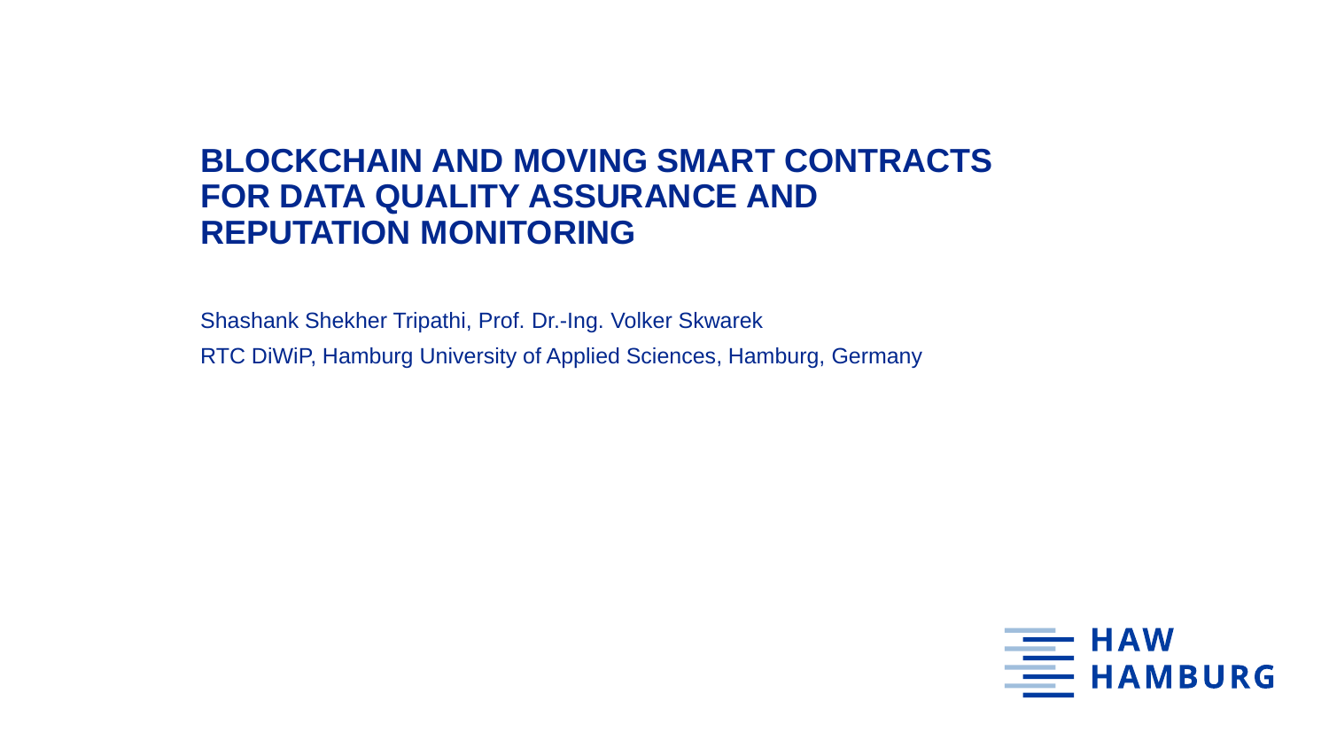# BLOCKCHAIN AND MOVING SMART CONTRACTS FOR DATA QUALITY ASSURANCE AND REPUTATION MONITORING

Shashank Shekher Tripathi, Prof. Dr.-Ing. Volker Skwarek

RTC DiWiP, Hamburg University of Applied Sciences, Hamburg, Germany

HAW HAMBURG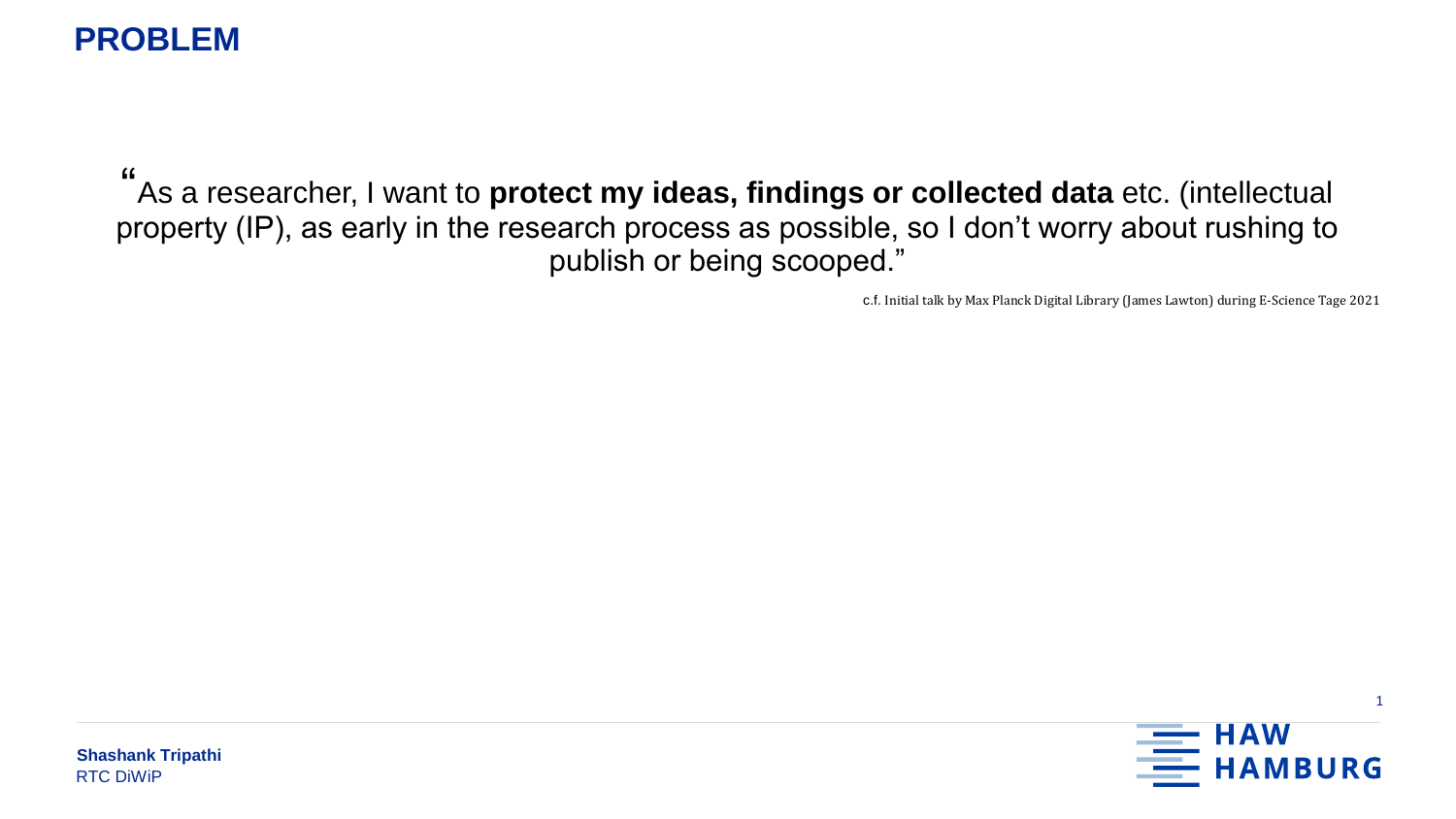# PROBLEM

"As a researcher, I want to **protect my ideas, findings or collected data** etc. (intellectual property (IP), as early in the research process as possible, so I don't worry about rushing to publish or being scooped."

c.f. Initial talk by Max Planck Digital Library (James Lawton) during E-Science Tage 2021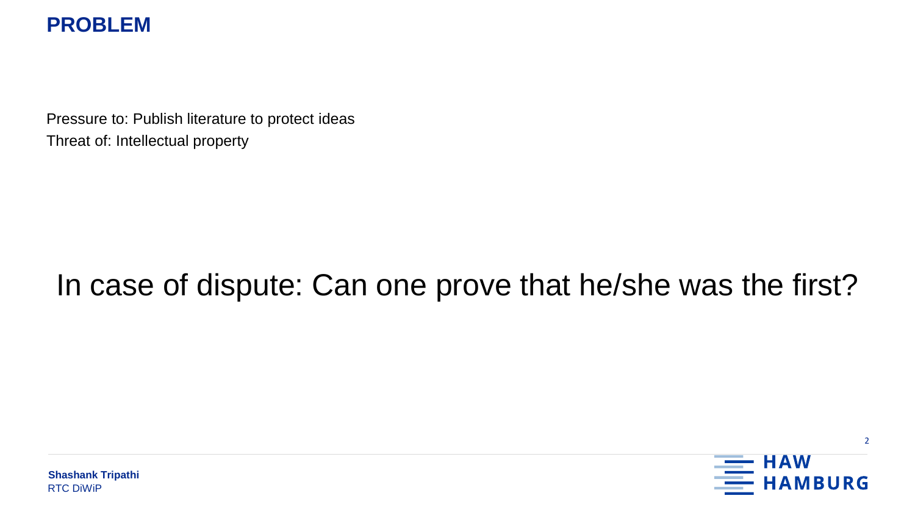# PROBLEM

Pressure to: Publish literature to protect ideas
Threat of: Intellectual property

In case of dispute: Can one prove that he/she was the first?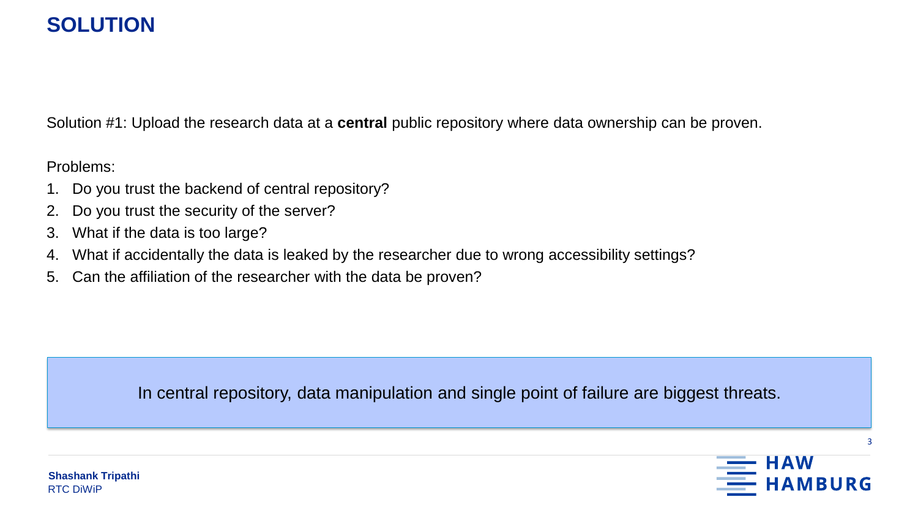# SOLUTION

Solution #1: Upload the research data at a **central** public repository where data ownership can be proven.

Problems:

1. Do you trust the backend of central repository?
2. Do you trust the security of the server?
3. What if the data is too large?
4. What if accidentally the data is leaked by the researcher due to wrong accessibility settings?
5. Can the affiliation of the researcher with the data be proven?

In central repository, data manipulation and single point of failure are biggest threats.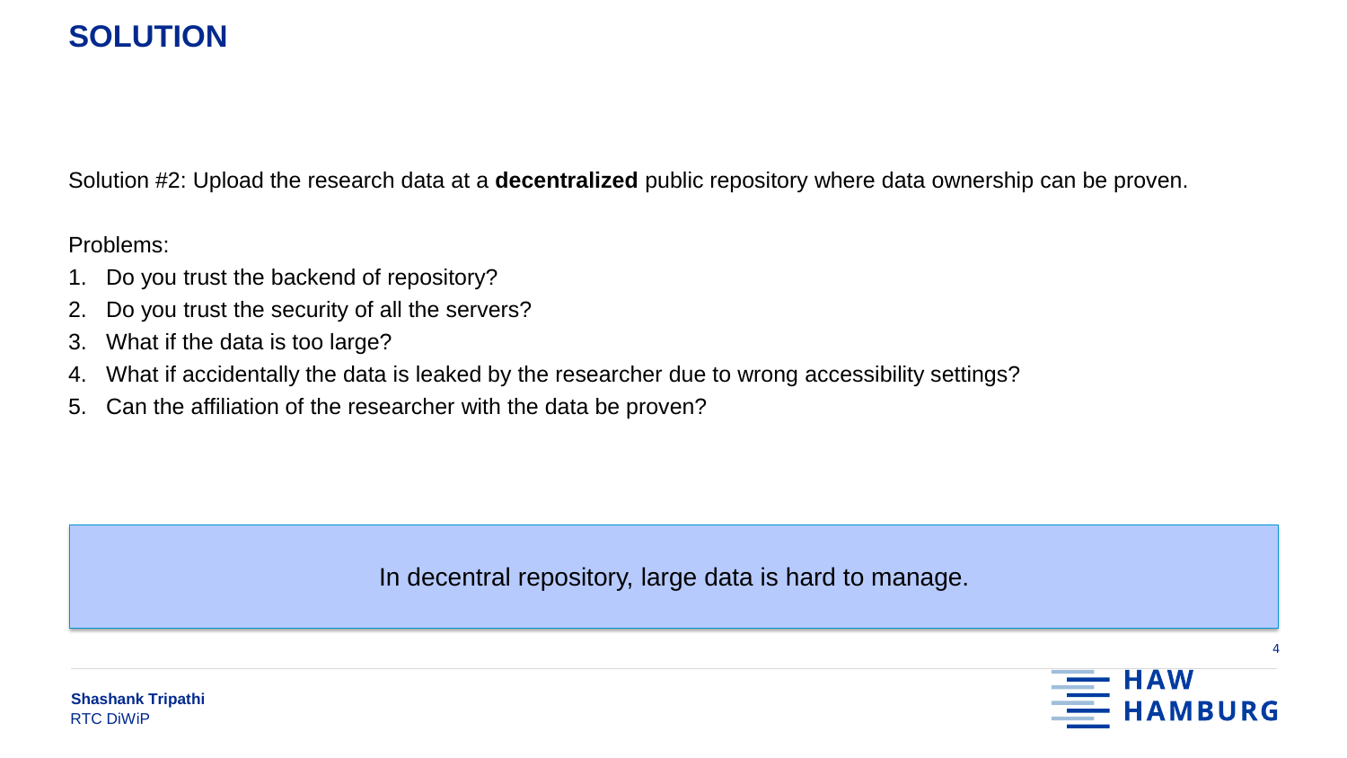# SOLUTION

Solution #2: Upload the research data at a **decentralized** public repository where data ownership can be proven.

Problems:

1. Do you trust the backend of repository?
2. Do you trust the security of all the servers?
3. What if the data is too large?
4. What if accidentally the data is leaked by the researcher due to wrong accessibility settings?
5. Can the affiliation of the researcher with the data be proven?

In decentral repository, large data is hard to manage.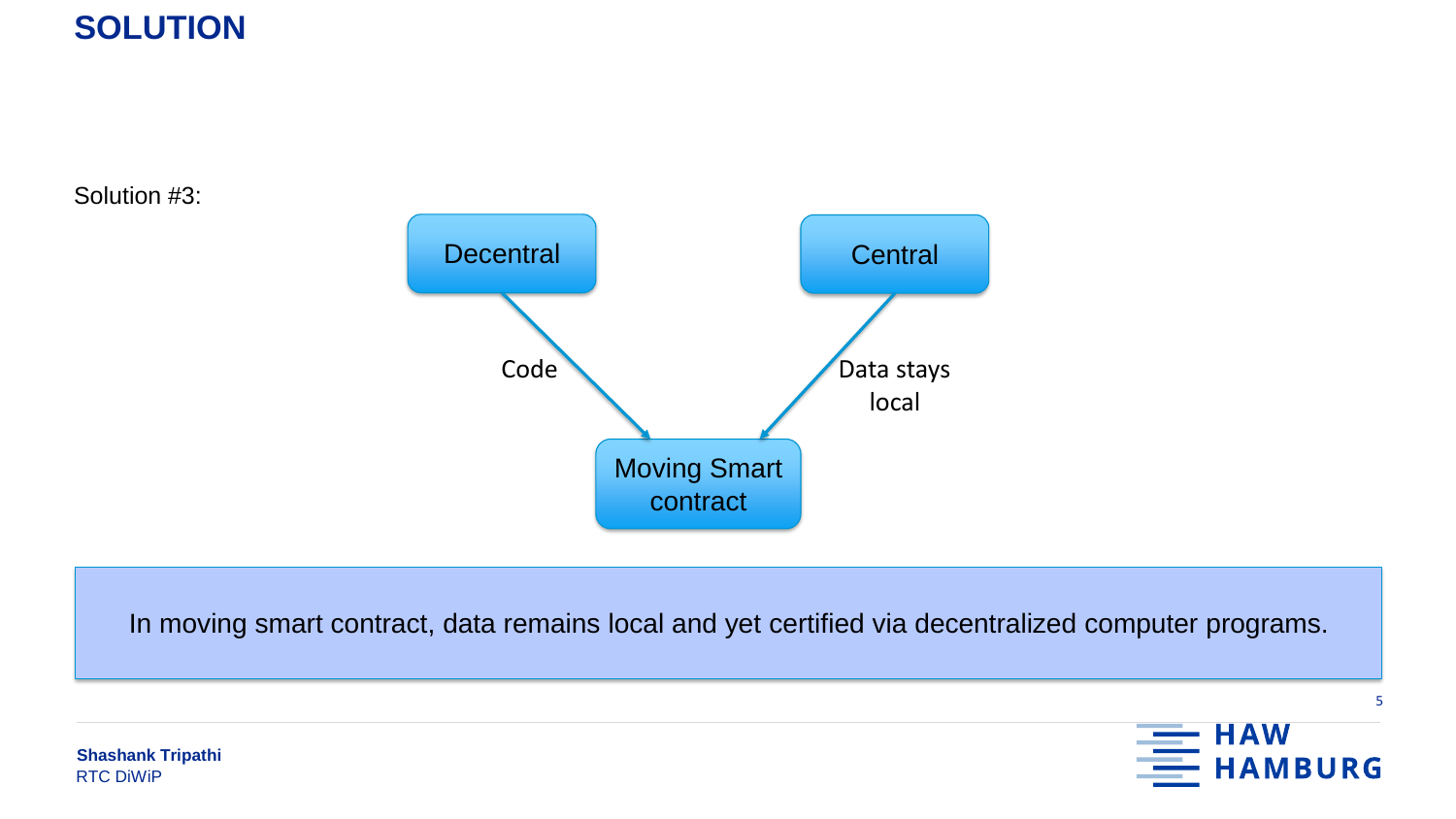# SOLUTION

Solution #3:

Decentral

Central

Code

Data stays local

Moving Smart contract

In moving smart contract, data remains local and yet certified via decentralized computer programs.

**Shashank Tripathi**
RTC DiWiP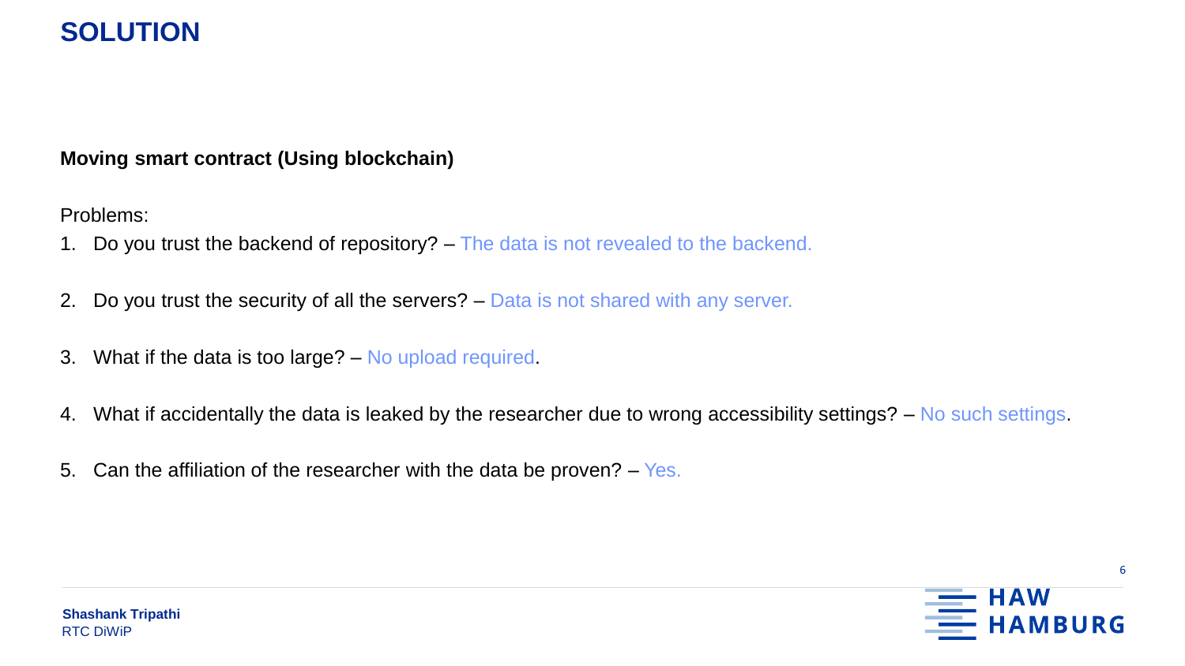# SOLUTION

**Moving smart contract (Using blockchain)**

Problems:

1. Do you trust the backend of repository? – The data is not revealed to the backend.
2. Do you trust the security of all the servers? – Data is not shared with any server.
3. What if the data is too large? – No upload required.
4. What if accidentally the data is leaked by the researcher due to wrong accessibility settings? – No such settings.
5. Can the affiliation of the researcher with the data be proven? – Yes.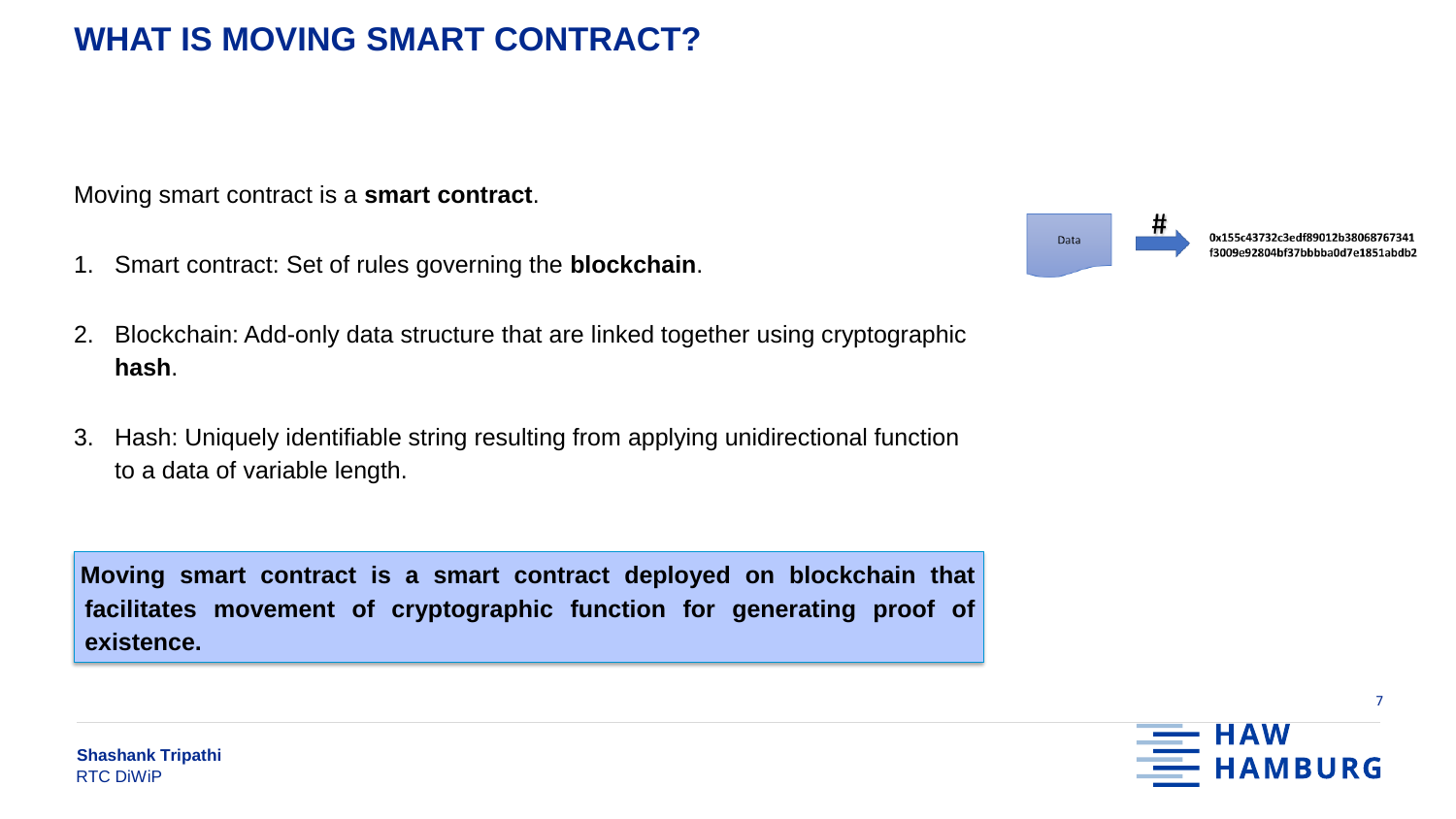# WHAT IS MOVING SMART CONTRACT?

Moving smart contract is a **smart contract**.

1. Smart contract: Set of rules governing the **blockchain**.
2. Blockchain: Add-only data structure that are linked together using cryptographic **hash**.
3. Hash: Uniquely identifiable string resulting from applying unidirectional function to a data of variable length.

Data → # → 0x155c43732c3edf89012b38068767341f3009e92804bf37bbbba0d7e1851abdb2

**Moving smart contract is a smart contract deployed on blockchain that facilitates movement of cryptographic function for generating proof of existence.**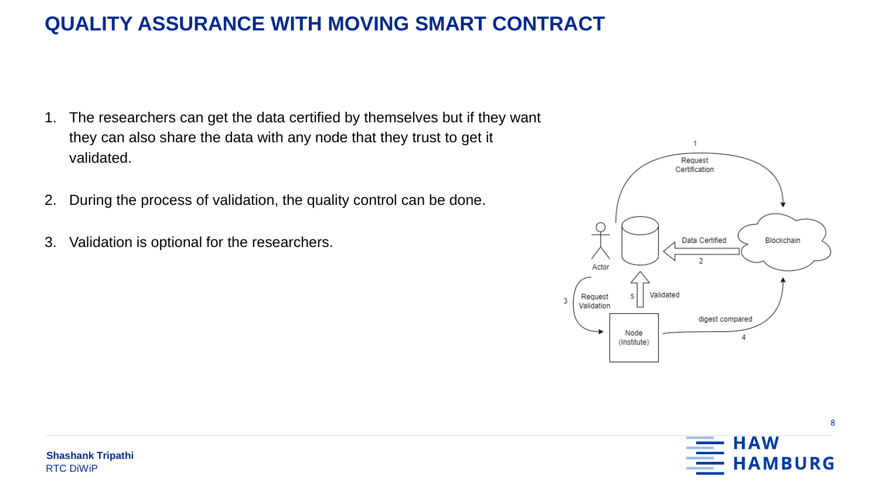# QUALITY ASSURANCE WITH MOVING SMART CONTRACT

1. The researchers can get the data certified by themselves but if they want they can also share the data with any node that they trust to get it validated.
2. During the process of validation, the quality control can be done.
3. Validation is optional for the researchers.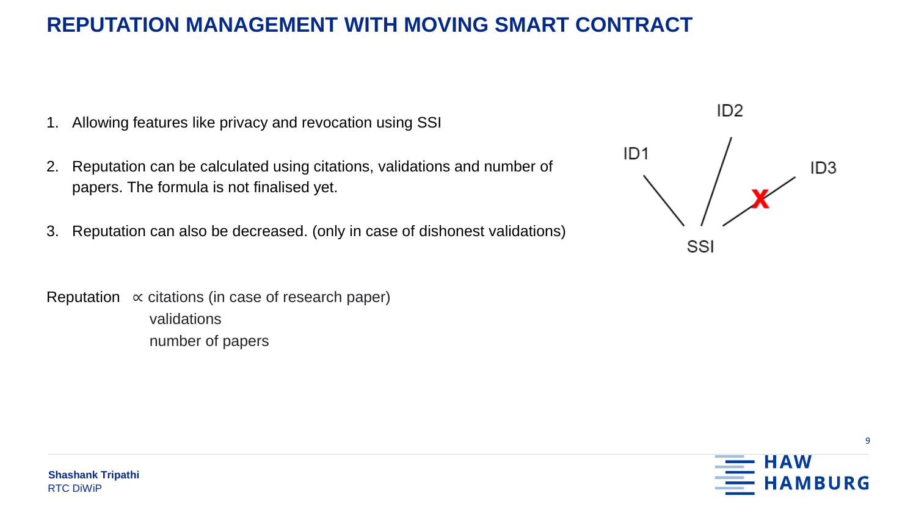# REPUTATION MANAGEMENT WITH MOVING SMART CONTRACT

1. Allowing features like privacy and revocation using SSI
2. Reputation can be calculated using citations, validations and number of papers. The formula is not finalised yet.
3. Reputation can also be decreased. (only in case of dishonest validations)

ID1 ID2 ID3

SSI

Reputation $\propto$ citations (in case of research paper)
validations
number of papers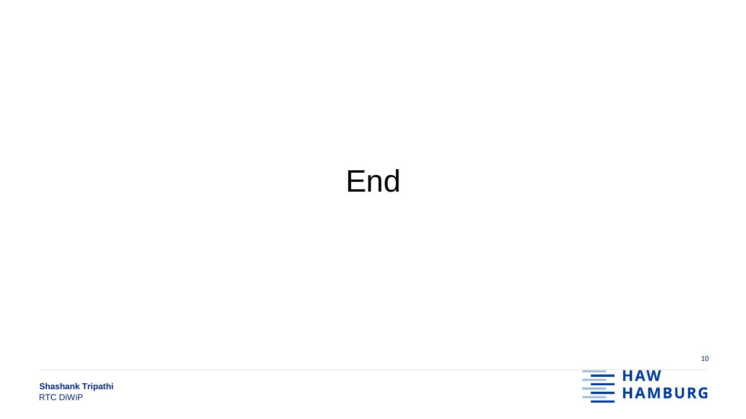# End